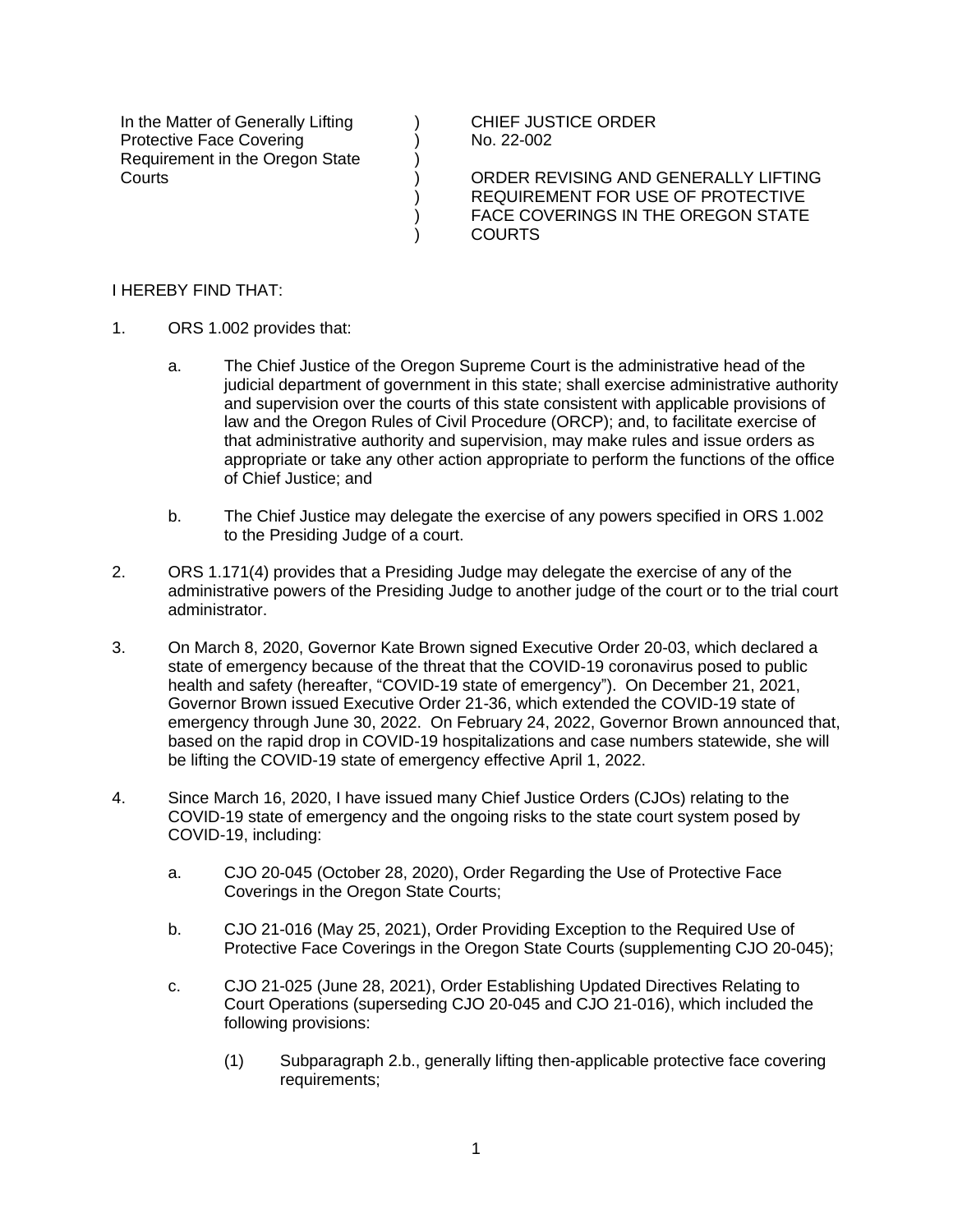| In the Matter of Generally Lifting Protective Face Covering Requirement in the Oregon State Courts | ) ) ) ) ) ) ) | CHIEF JUSTICE ORDER No. 22-002<br><br>ORDER REVISING AND GENERALLY LIFTING REQUIREMENT FOR USE OF PROTECTIVE FACE COVERINGS IN THE OREGON STATE COURTS |
|---|---|---|

I HEREBY FIND THAT:

1. ORS 1.002 provides that:

   a. The Chief Justice of the Oregon Supreme Court is the administrative head of the judicial department of government in this state; shall exercise administrative authority and supervision over the courts of this state consistent with applicable provisions of law and the Oregon Rules of Civil Procedure (ORCP); and, to facilitate exercise of that administrative authority and supervision, may make rules and issue orders as appropriate or take any other action appropriate to perform the functions of the office of Chief Justice; and

   b. The Chief Justice may delegate the exercise of any powers specified in ORS 1.002 to the Presiding Judge of a court.

2. ORS 1.171(4) provides that a Presiding Judge may delegate the exercise of any of the administrative powers of the Presiding Judge to another judge of the court or to the trial court administrator.

3. On March 8, 2020, Governor Kate Brown signed Executive Order 20-03, which declared a state of emergency because of the threat that the COVID-19 coronavirus posed to public health and safety (hereafter, "COVID-19 state of emergency"). On December 21, 2021, Governor Brown issued Executive Order 21-36, which extended the COVID-19 state of emergency through June 30, 2022. On February 24, 2022, Governor Brown announced that, based on the rapid drop in COVID-19 hospitalizations and case numbers statewide, she will be lifting the COVID-19 state of emergency effective April 1, 2022.

4. Since March 16, 2020, I have issued many Chief Justice Orders (CJOs) relating to the COVID-19 state of emergency and the ongoing risks to the state court system posed by COVID-19, including:

   a. CJO 20-045 (October 28, 2020), Order Regarding the Use of Protective Face Coverings in the Oregon State Courts;

   b. CJO 21-016 (May 25, 2021), Order Providing Exception to the Required Use of Protective Face Coverings in the Oregon State Courts (supplementing CJO 20-045);

   c. CJO 21-025 (June 28, 2021), Order Establishing Updated Directives Relating to Court Operations (superseding CJO 20-045 and CJO 21-016), which included the following provisions:

      (1) Subparagraph 2.b., generally lifting then-applicable protective face covering requirements;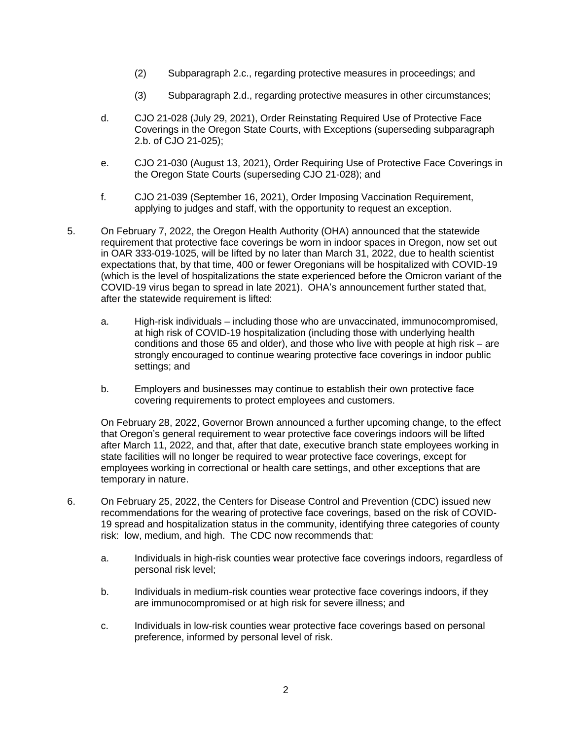(2) Subparagraph 2.c., regarding protective measures in proceedings; and

(3) Subparagraph 2.d., regarding protective measures in other circumstances;

d. CJO 21-028 (July 29, 2021), Order Reinstating Required Use of Protective Face Coverings in the Oregon State Courts, with Exceptions (superseding subparagraph 2.b. of CJO 21-025);

e. CJO 21-030 (August 13, 2021), Order Requiring Use of Protective Face Coverings in the Oregon State Courts (superseding CJO 21-028); and

f. CJO 21-039 (September 16, 2021), Order Imposing Vaccination Requirement, applying to judges and staff, with the opportunity to request an exception.

5. On February 7, 2022, the Oregon Health Authority (OHA) announced that the statewide requirement that protective face coverings be worn in indoor spaces in Oregon, now set out in OAR 333-019-1025, will be lifted by no later than March 31, 2022, due to health scientist expectations that, by that time, 400 or fewer Oregonians will be hospitalized with COVID-19 (which is the level of hospitalizations the state experienced before the Omicron variant of the COVID-19 virus began to spread in late 2021). OHA's announcement further stated that, after the statewide requirement is lifted:

   a. High-risk individuals – including those who are unvaccinated, immunocompromised, at high risk of COVID-19 hospitalization (including those with underlying health conditions and those 65 and older), and those who live with people at high risk – are strongly encouraged to continue wearing protective face coverings in indoor public settings; and

   b. Employers and businesses may continue to establish their own protective face covering requirements to protect employees and customers.

   On February 28, 2022, Governor Brown announced a further upcoming change, to the effect that Oregon's general requirement to wear protective face coverings indoors will be lifted after March 11, 2022, and that, after that date, executive branch state employees working in state facilities will no longer be required to wear protective face coverings, except for employees working in correctional or health care settings, and other exceptions that are temporary in nature.

6. On February 25, 2022, the Centers for Disease Control and Prevention (CDC) issued new recommendations for the wearing of protective face coverings, based on the risk of COVID-19 spread and hospitalization status in the community, identifying three categories of county risk: low, medium, and high. The CDC now recommends that:

   a. Individuals in high-risk counties wear protective face coverings indoors, regardless of personal risk level;

   b. Individuals in medium-risk counties wear protective face coverings indoors, if they are immunocompromised or at high risk for severe illness; and

   c. Individuals in low-risk counties wear protective face coverings based on personal preference, informed by personal level of risk.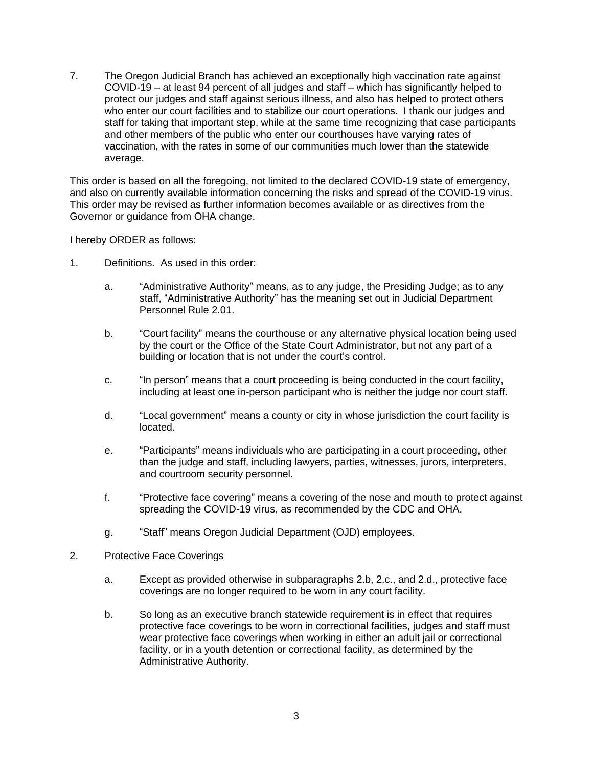7. The Oregon Judicial Branch has achieved an exceptionally high vaccination rate against COVID-19 – at least 94 percent of all judges and staff – which has significantly helped to protect our judges and staff against serious illness, and also has helped to protect others who enter our court facilities and to stabilize our court operations. I thank our judges and staff for taking that important step, while at the same time recognizing that case participants and other members of the public who enter our courthouses have varying rates of vaccination, with the rates in some of our communities much lower than the statewide average.

This order is based on all the foregoing, not limited to the declared COVID-19 state of emergency, and also on currently available information concerning the risks and spread of the COVID-19 virus. This order may be revised as further information becomes available or as directives from the Governor or guidance from OHA change.

I hereby ORDER as follows:

1. Definitions. As used in this order:

   a. "Administrative Authority" means, as to any judge, the Presiding Judge; as to any staff, "Administrative Authority" has the meaning set out in Judicial Department Personnel Rule 2.01.

   b. "Court facility" means the courthouse or any alternative physical location being used by the court or the Office of the State Court Administrator, but not any part of a building or location that is not under the court's control.

   c. "In person" means that a court proceeding is being conducted in the court facility, including at least one in-person participant who is neither the judge nor court staff.

   d. "Local government" means a county or city in whose jurisdiction the court facility is located.

   e. "Participants" means individuals who are participating in a court proceeding, other than the judge and staff, including lawyers, parties, witnesses, jurors, interpreters, and courtroom security personnel.

   f. "Protective face covering" means a covering of the nose and mouth to protect against spreading the COVID-19 virus, as recommended by the CDC and OHA.

   g. "Staff" means Oregon Judicial Department (OJD) employees.

2. Protective Face Coverings

   a. Except as provided otherwise in subparagraphs 2.b, 2.c., and 2.d., protective face coverings are no longer required to be worn in any court facility.

   b. So long as an executive branch statewide requirement is in effect that requires protective face coverings to be worn in correctional facilities, judges and staff must wear protective face coverings when working in either an adult jail or correctional facility, or in a youth detention or correctional facility, as determined by the Administrative Authority.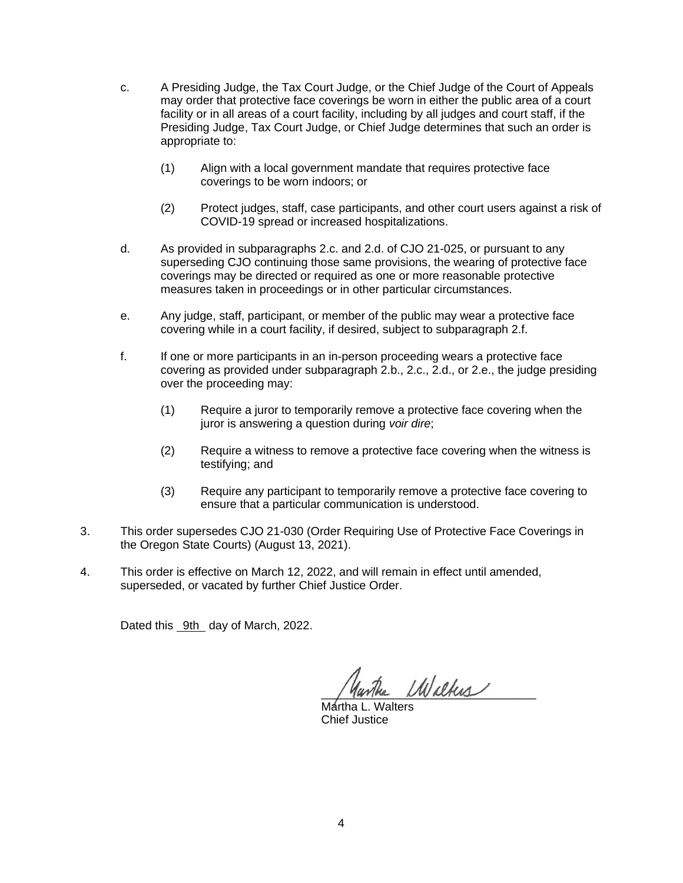c. A Presiding Judge, the Tax Court Judge, or the Chief Judge of the Court of Appeals may order that protective face coverings be worn in either the public area of a court facility or in all areas of a court facility, including by all judges and court staff, if the Presiding Judge, Tax Court Judge, or Chief Judge determines that such an order is appropriate to:

   (1) Align with a local government mandate that requires protective face coverings to be worn indoors; or

   (2) Protect judges, staff, case participants, and other court users against a risk of COVID-19 spread or increased hospitalizations.

d. As provided in subparagraphs 2.c. and 2.d. of CJO 21-025, or pursuant to any superseding CJO continuing those same provisions, the wearing of protective face coverings may be directed or required as one or more reasonable protective measures taken in proceedings or in other particular circumstances.

e. Any judge, staff, participant, or member of the public may wear a protective face covering while in a court facility, if desired, subject to subparagraph 2.f.

f. If one or more participants in an in-person proceeding wears a protective face covering as provided under subparagraph 2.b., 2.c., 2.d., or 2.e., the judge presiding over the proceeding may:

   (1) Require a juror to temporarily remove a protective face covering when the juror is answering a question during *voir dire*;

   (2) Require a witness to remove a protective face covering when the witness is testifying; and

   (3) Require any participant to temporarily remove a protective face covering to ensure that a particular communication is understood.

3. This order supersedes CJO 21-030 (Order Requiring Use of Protective Face Coverings in the Oregon State Courts) (August 13, 2021).

4. This order is effective on March 12, 2022, and will remain in effect until amended, superseded, or vacated by further Chief Justice Order.

Dated this 9th day of March, 2022.

Martha L. Walters
Chief Justice